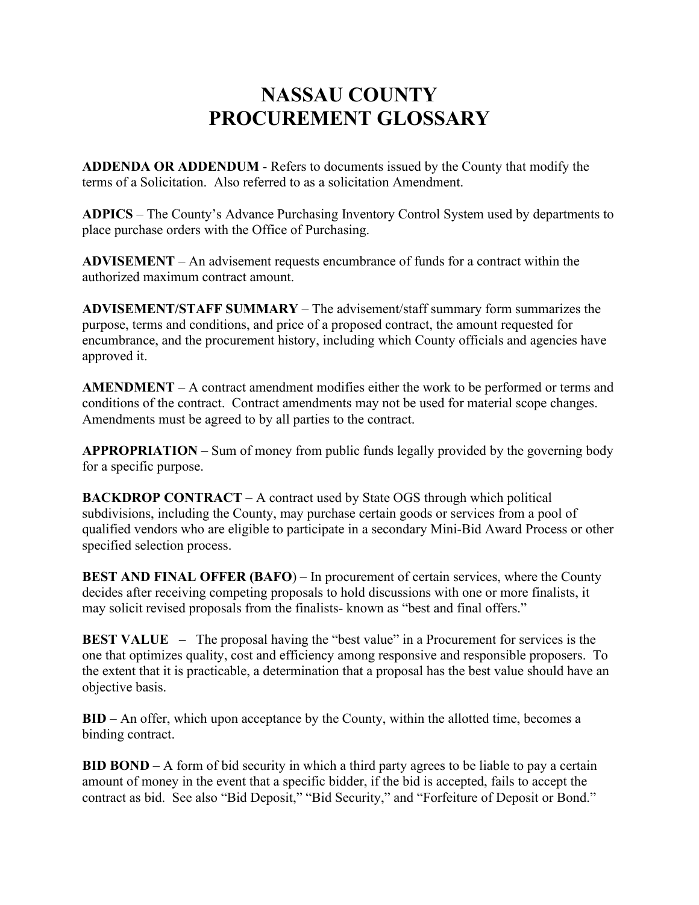# NASSAU COUNTY
# PROCUREMENT GLOSSARY

**ADDENDA OR ADDENDUM** - Refers to documents issued by the County that modify the terms of a Solicitation. Also referred to as a solicitation Amendment.

**ADPICS** – The County's Advance Purchasing Inventory Control System used by departments to place purchase orders with the Office of Purchasing.

**ADVISEMENT** – An advisement requests encumbrance of funds for a contract within the authorized maximum contract amount.

**ADVISEMENT/STAFF SUMMARY** – The advisement/staff summary form summarizes the purpose, terms and conditions, and price of a proposed contract, the amount requested for encumbrance, and the procurement history, including which County officials and agencies have approved it.

**AMENDMENT** – A contract amendment modifies either the work to be performed or terms and conditions of the contract. Contract amendments may not be used for material scope changes. Amendments must be agreed to by all parties to the contract.

**APPROPRIATION** – Sum of money from public funds legally provided by the governing body for a specific purpose.

**BACKDROP CONTRACT** – A contract used by State OGS through which political subdivisions, including the County, may purchase certain goods or services from a pool of qualified vendors who are eligible to participate in a secondary Mini-Bid Award Process or other specified selection process.

**BEST AND FINAL OFFER (BAFO)** – In procurement of certain services, where the County decides after receiving competing proposals to hold discussions with one or more finalists, it may solicit revised proposals from the finalists- known as "best and final offers."

**BEST VALUE** – The proposal having the "best value" in a Procurement for services is the one that optimizes quality, cost and efficiency among responsive and responsible proposers. To the extent that it is practicable, a determination that a proposal has the best value should have an objective basis.

**BID** – An offer, which upon acceptance by the County, within the allotted time, becomes a binding contract.

**BID BOND** – A form of bid security in which a third party agrees to be liable to pay a certain amount of money in the event that a specific bidder, if the bid is accepted, fails to accept the contract as bid. See also "Bid Deposit," "Bid Security," and "Forfeiture of Deposit or Bond."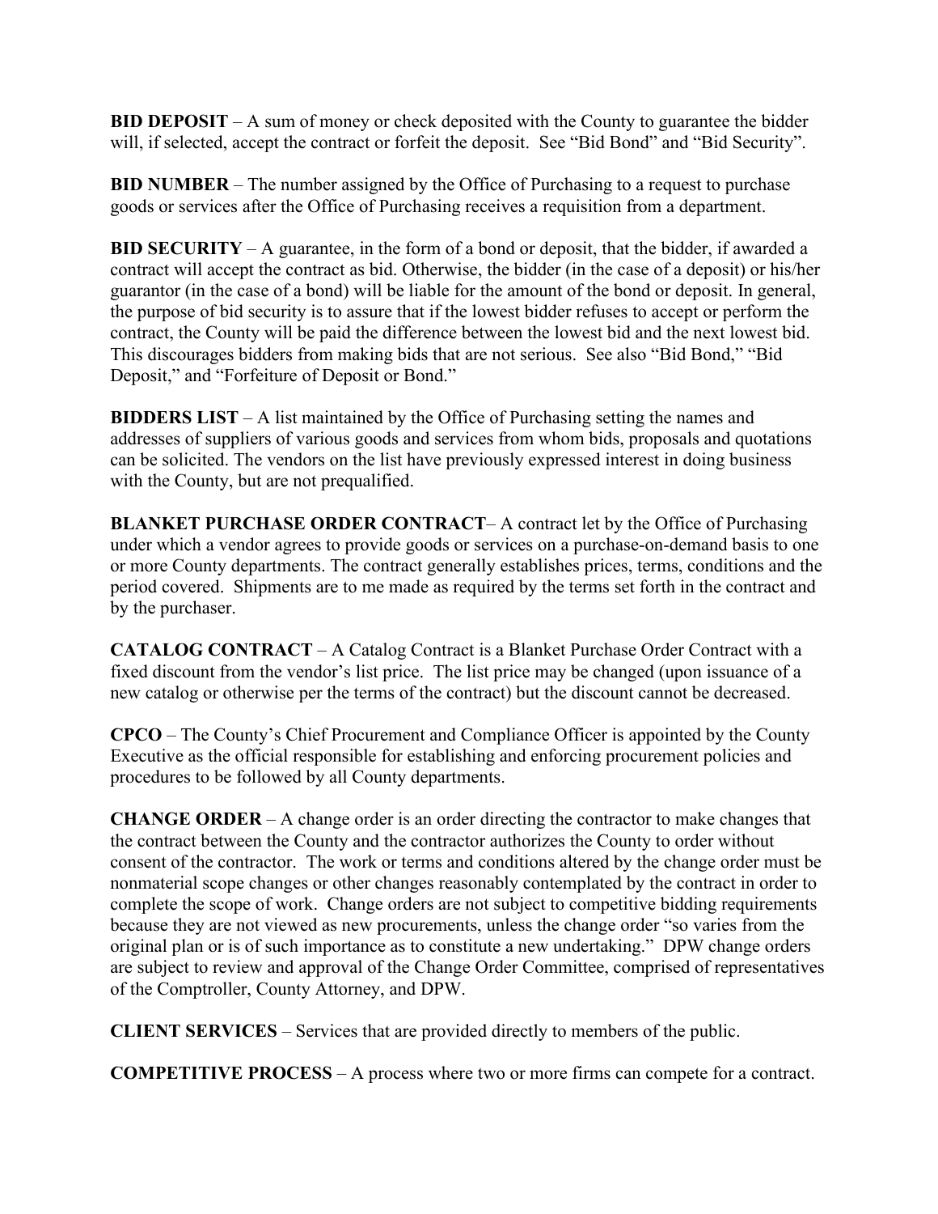**BID DEPOSIT** – A sum of money or check deposited with the County to guarantee the bidder will, if selected, accept the contract or forfeit the deposit. See "Bid Bond" and "Bid Security".

**BID NUMBER** – The number assigned by the Office of Purchasing to a request to purchase goods or services after the Office of Purchasing receives a requisition from a department.

**BID SECURITY** – A guarantee, in the form of a bond or deposit, that the bidder, if awarded a contract will accept the contract as bid. Otherwise, the bidder (in the case of a deposit) or his/her guarantor (in the case of a bond) will be liable for the amount of the bond or deposit. In general, the purpose of bid security is to assure that if the lowest bidder refuses to accept or perform the contract, the County will be paid the difference between the lowest bid and the next lowest bid. This discourages bidders from making bids that are not serious. See also "Bid Bond," "Bid Deposit," and "Forfeiture of Deposit or Bond."

**BIDDERS LIST** – A list maintained by the Office of Purchasing setting the names and addresses of suppliers of various goods and services from whom bids, proposals and quotations can be solicited. The vendors on the list have previously expressed interest in doing business with the County, but are not prequalified.

**BLANKET PURCHASE ORDER CONTRACT**– A contract let by the Office of Purchasing under which a vendor agrees to provide goods or services on a purchase-on-demand basis to one or more County departments. The contract generally establishes prices, terms, conditions and the period covered. Shipments are to me made as required by the terms set forth in the contract and by the purchaser.

**CATALOG CONTRACT** – A Catalog Contract is a Blanket Purchase Order Contract with a fixed discount from the vendor's list price. The list price may be changed (upon issuance of a new catalog or otherwise per the terms of the contract) but the discount cannot be decreased.

**CPCO** – The County's Chief Procurement and Compliance Officer is appointed by the County Executive as the official responsible for establishing and enforcing procurement policies and procedures to be followed by all County departments.

**CHANGE ORDER** – A change order is an order directing the contractor to make changes that the contract between the County and the contractor authorizes the County to order without consent of the contractor. The work or terms and conditions altered by the change order must be nonmaterial scope changes or other changes reasonably contemplated by the contract in order to complete the scope of work. Change orders are not subject to competitive bidding requirements because they are not viewed as new procurements, unless the change order "so varies from the original plan or is of such importance as to constitute a new undertaking." DPW change orders are subject to review and approval of the Change Order Committee, comprised of representatives of the Comptroller, County Attorney, and DPW.

**CLIENT SERVICES** – Services that are provided directly to members of the public.

**COMPETITIVE PROCESS** – A process where two or more firms can compete for a contract.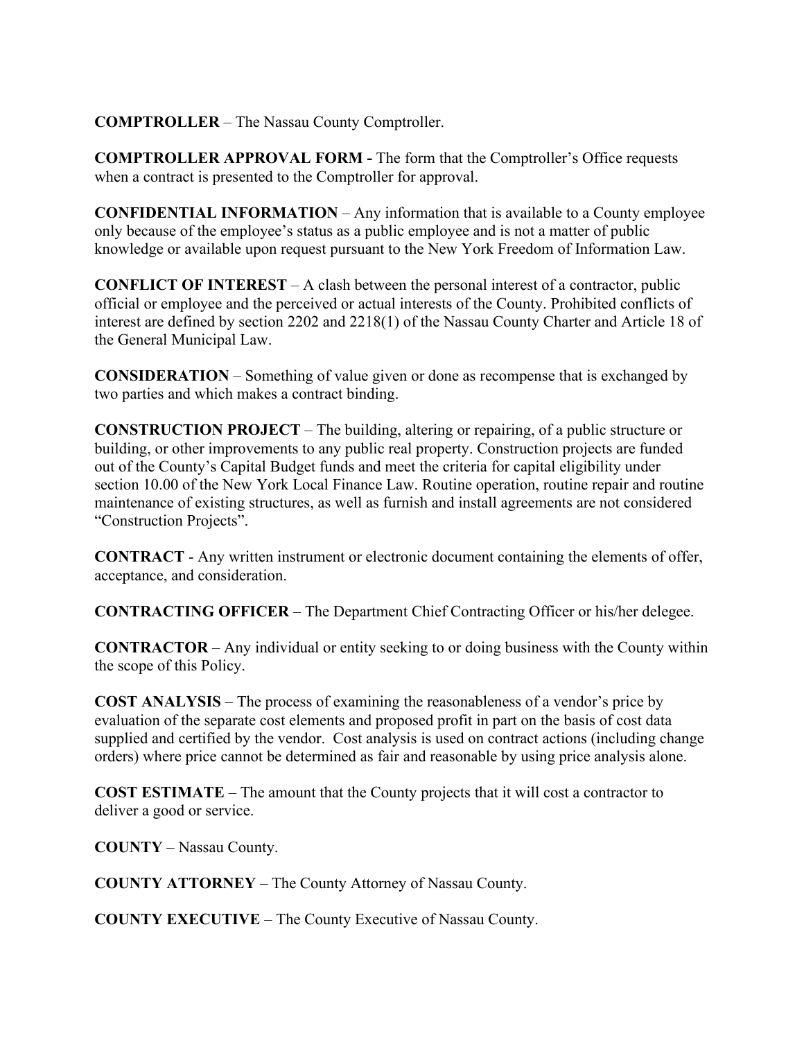**COMPTROLLER** – The Nassau County Comptroller.

**COMPTROLLER APPROVAL FORM -** The form that the Comptroller's Office requests when a contract is presented to the Comptroller for approval.

**CONFIDENTIAL INFORMATION** – Any information that is available to a County employee only because of the employee's status as a public employee and is not a matter of public knowledge or available upon request pursuant to the New York Freedom of Information Law.

**CONFLICT OF INTEREST** – A clash between the personal interest of a contractor, public official or employee and the perceived or actual interests of the County. Prohibited conflicts of interest are defined by section 2202 and 2218(1) of the Nassau County Charter and Article 18 of the General Municipal Law.

**CONSIDERATION** – Something of value given or done as recompense that is exchanged by two parties and which makes a contract binding.

**CONSTRUCTION PROJECT** – The building, altering or repairing, of a public structure or building, or other improvements to any public real property. Construction projects are funded out of the County's Capital Budget funds and meet the criteria for capital eligibility under section 10.00 of the New York Local Finance Law. Routine operation, routine repair and routine maintenance of existing structures, as well as furnish and install agreements are not considered "Construction Projects".

**CONTRACT** - Any written instrument or electronic document containing the elements of offer, acceptance, and consideration.

**CONTRACTING OFFICER** – The Department Chief Contracting Officer or his/her delegee.

**CONTRACTOR** – Any individual or entity seeking to or doing business with the County within the scope of this Policy.

**COST ANALYSIS** – The process of examining the reasonableness of a vendor's price by evaluation of the separate cost elements and proposed profit in part on the basis of cost data supplied and certified by the vendor. Cost analysis is used on contract actions (including change orders) where price cannot be determined as fair and reasonable by using price analysis alone.

**COST ESTIMATE** – The amount that the County projects that it will cost a contractor to deliver a good or service.

**COUNTY** – Nassau County.

**COUNTY ATTORNEY** – The County Attorney of Nassau County.

**COUNTY EXECUTIVE** – The County Executive of Nassau County.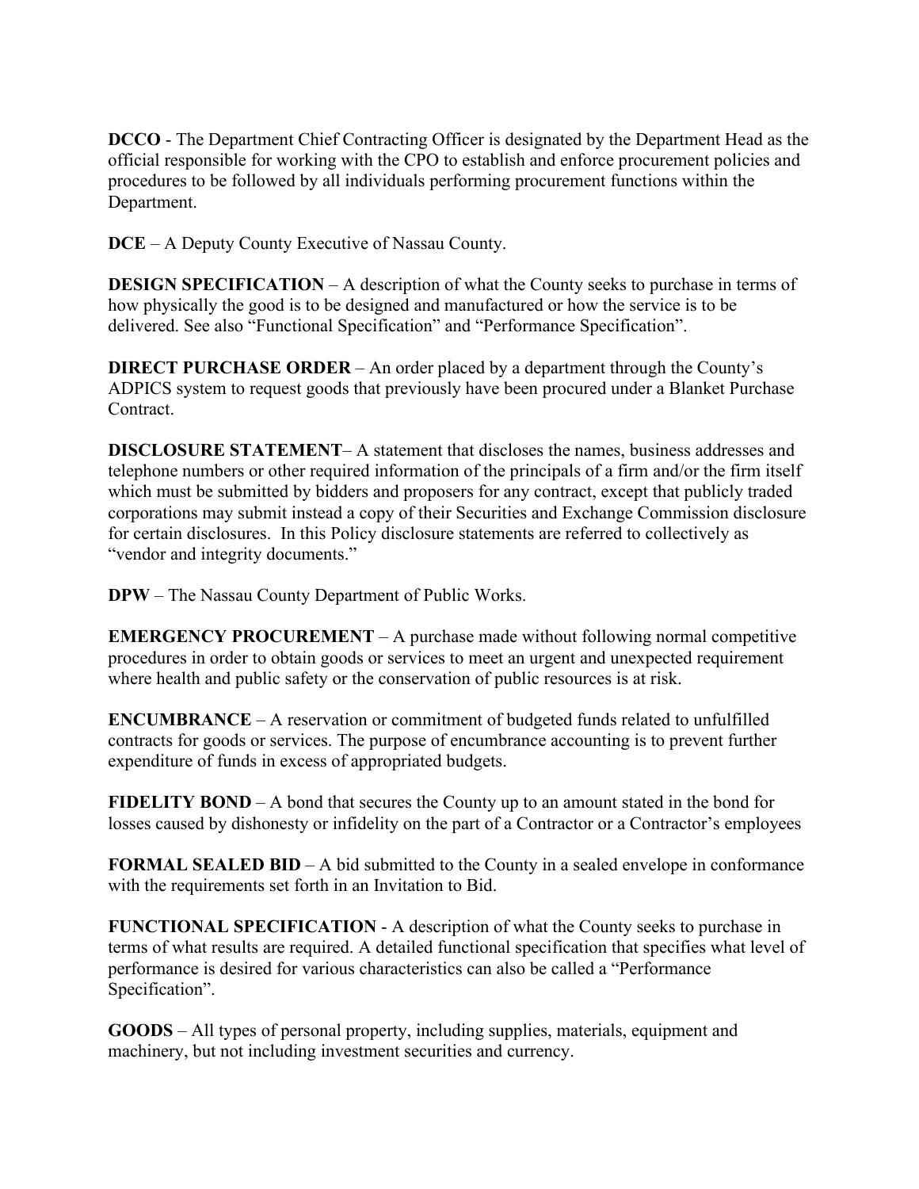**DCCO** - The Department Chief Contracting Officer is designated by the Department Head as the official responsible for working with the CPO to establish and enforce procurement policies and procedures to be followed by all individuals performing procurement functions within the Department.

**DCE** – A Deputy County Executive of Nassau County.

**DESIGN SPECIFICATION** – A description of what the County seeks to purchase in terms of how physically the good is to be designed and manufactured or how the service is to be delivered. See also "Functional Specification" and "Performance Specification".

**DIRECT PURCHASE ORDER** – An order placed by a department through the County's ADPICS system to request goods that previously have been procured under a Blanket Purchase Contract.

**DISCLOSURE STATEMENT**– A statement that discloses the names, business addresses and telephone numbers or other required information of the principals of a firm and/or the firm itself which must be submitted by bidders and proposers for any contract, except that publicly traded corporations may submit instead a copy of their Securities and Exchange Commission disclosure for certain disclosures. In this Policy disclosure statements are referred to collectively as "vendor and integrity documents."

**DPW** – The Nassau County Department of Public Works.

**EMERGENCY PROCUREMENT** – A purchase made without following normal competitive procedures in order to obtain goods or services to meet an urgent and unexpected requirement where health and public safety or the conservation of public resources is at risk.

**ENCUMBRANCE** – A reservation or commitment of budgeted funds related to unfulfilled contracts for goods or services. The purpose of encumbrance accounting is to prevent further expenditure of funds in excess of appropriated budgets.

**FIDELITY BOND** – A bond that secures the County up to an amount stated in the bond for losses caused by dishonesty or infidelity on the part of a Contractor or a Contractor's employees

**FORMAL SEALED BID** – A bid submitted to the County in a sealed envelope in conformance with the requirements set forth in an Invitation to Bid.

**FUNCTIONAL SPECIFICATION** - A description of what the County seeks to purchase in terms of what results are required. A detailed functional specification that specifies what level of performance is desired for various characteristics can also be called a "Performance Specification".

**GOODS** – All types of personal property, including supplies, materials, equipment and machinery, but not including investment securities and currency.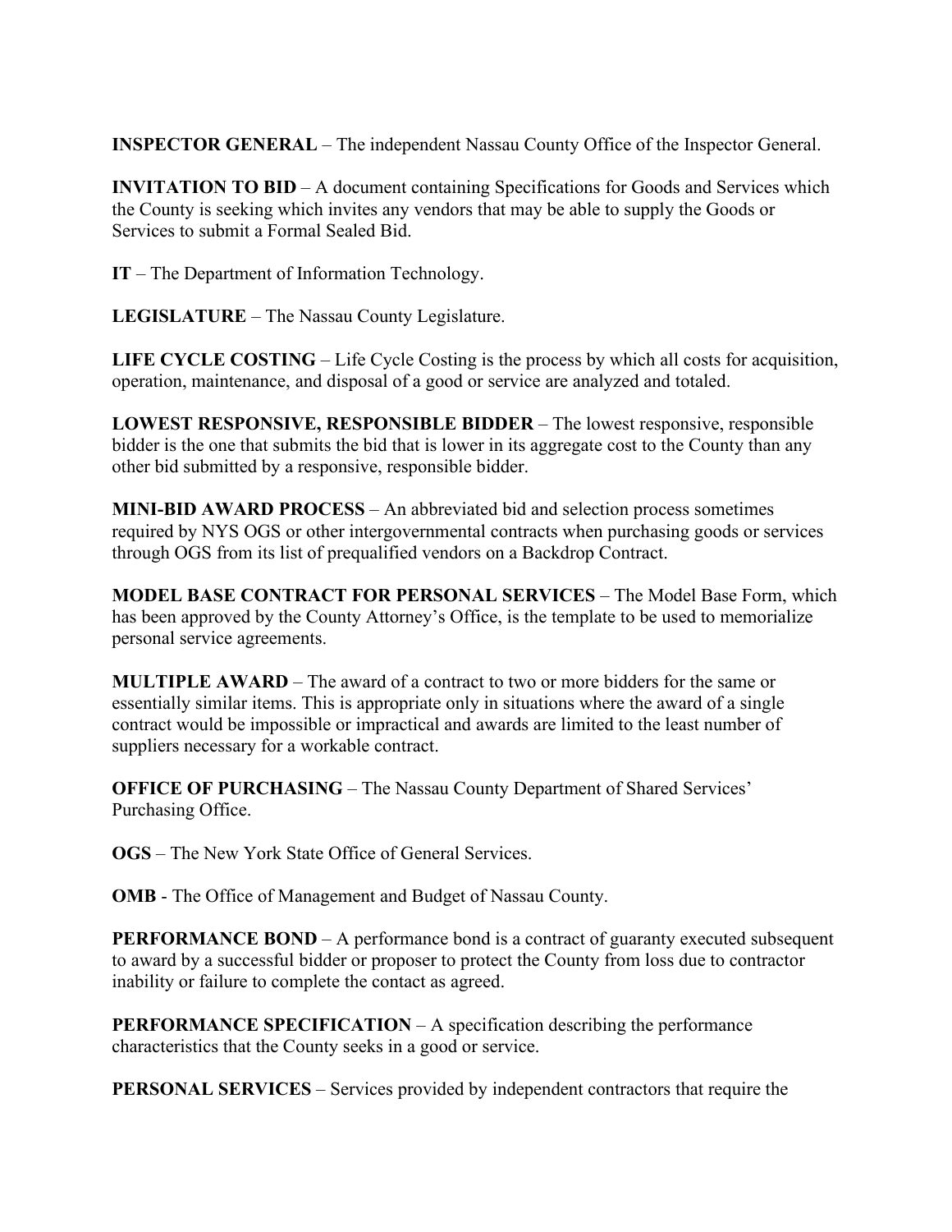**INSPECTOR GENERAL** – The independent Nassau County Office of the Inspector General.

**INVITATION TO BID** – A document containing Specifications for Goods and Services which the County is seeking which invites any vendors that may be able to supply the Goods or Services to submit a Formal Sealed Bid.

**IT** – The Department of Information Technology.

**LEGISLATURE** – The Nassau County Legislature.

**LIFE CYCLE COSTING** – Life Cycle Costing is the process by which all costs for acquisition, operation, maintenance, and disposal of a good or service are analyzed and totaled.

**LOWEST RESPONSIVE, RESPONSIBLE BIDDER** – The lowest responsive, responsible bidder is the one that submits the bid that is lower in its aggregate cost to the County than any other bid submitted by a responsive, responsible bidder.

**MINI-BID AWARD PROCESS** – An abbreviated bid and selection process sometimes required by NYS OGS or other intergovernmental contracts when purchasing goods or services through OGS from its list of prequalified vendors on a Backdrop Contract.

**MODEL BASE CONTRACT FOR PERSONAL SERVICES** – The Model Base Form, which has been approved by the County Attorney's Office, is the template to be used to memorialize personal service agreements.

**MULTIPLE AWARD** – The award of a contract to two or more bidders for the same or essentially similar items. This is appropriate only in situations where the award of a single contract would be impossible or impractical and awards are limited to the least number of suppliers necessary for a workable contract.

**OFFICE OF PURCHASING** – The Nassau County Department of Shared Services' Purchasing Office.

**OGS** – The New York State Office of General Services.

**OMB** - The Office of Management and Budget of Nassau County.

**PERFORMANCE BOND** – A performance bond is a contract of guaranty executed subsequent to award by a successful bidder or proposer to protect the County from loss due to contractor inability or failure to complete the contact as agreed.

**PERFORMANCE SPECIFICATION** – A specification describing the performance characteristics that the County seeks in a good or service.

**PERSONAL SERVICES** – Services provided by independent contractors that require the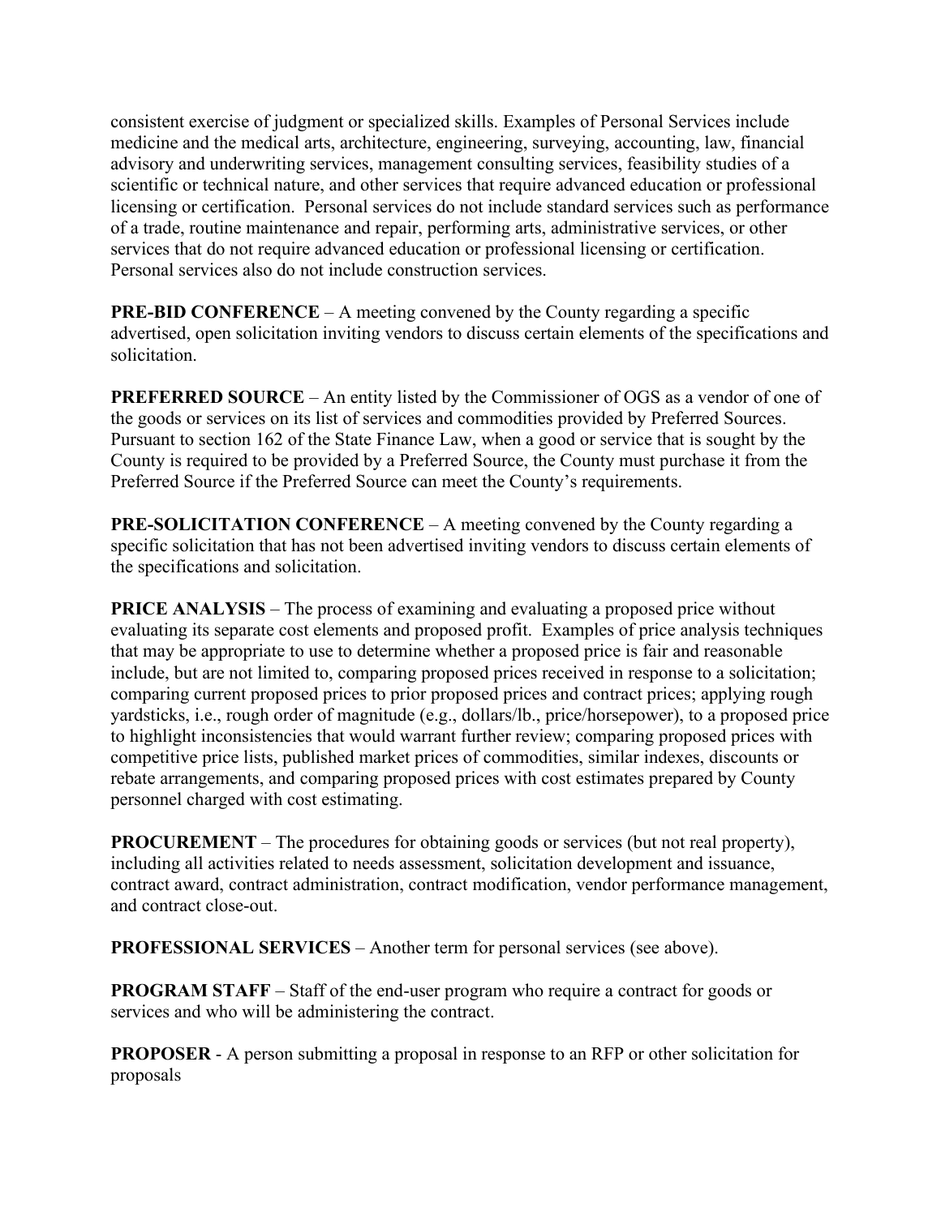consistent exercise of judgment or specialized skills. Examples of Personal Services include medicine and the medical arts, architecture, engineering, surveying, accounting, law, financial advisory and underwriting services, management consulting services, feasibility studies of a scientific or technical nature, and other services that require advanced education or professional licensing or certification. Personal services do not include standard services such as performance of a trade, routine maintenance and repair, performing arts, administrative services, or other services that do not require advanced education or professional licensing or certification. Personal services also do not include construction services.

**PRE-BID CONFERENCE** – A meeting convened by the County regarding a specific advertised, open solicitation inviting vendors to discuss certain elements of the specifications and solicitation.

**PREFERRED SOURCE** – An entity listed by the Commissioner of OGS as a vendor of one of the goods or services on its list of services and commodities provided by Preferred Sources. Pursuant to section 162 of the State Finance Law, when a good or service that is sought by the County is required to be provided by a Preferred Source, the County must purchase it from the Preferred Source if the Preferred Source can meet the County's requirements.

**PRE-SOLICITATION CONFERENCE** – A meeting convened by the County regarding a specific solicitation that has not been advertised inviting vendors to discuss certain elements of the specifications and solicitation.

**PRICE ANALYSIS** – The process of examining and evaluating a proposed price without evaluating its separate cost elements and proposed profit. Examples of price analysis techniques that may be appropriate to use to determine whether a proposed price is fair and reasonable include, but are not limited to, comparing proposed prices received in response to a solicitation; comparing current proposed prices to prior proposed prices and contract prices; applying rough yardsticks, i.e., rough order of magnitude (e.g., dollars/lb., price/horsepower), to a proposed price to highlight inconsistencies that would warrant further review; comparing proposed prices with competitive price lists, published market prices of commodities, similar indexes, discounts or rebate arrangements, and comparing proposed prices with cost estimates prepared by County personnel charged with cost estimating.

**PROCUREMENT** – The procedures for obtaining goods or services (but not real property), including all activities related to needs assessment, solicitation development and issuance, contract award, contract administration, contract modification, vendor performance management, and contract close-out.

**PROFESSIONAL SERVICES** – Another term for personal services (see above).

**PROGRAM STAFF** – Staff of the end-user program who require a contract for goods or services and who will be administering the contract.

**PROPOSER** - A person submitting a proposal in response to an RFP or other solicitation for proposals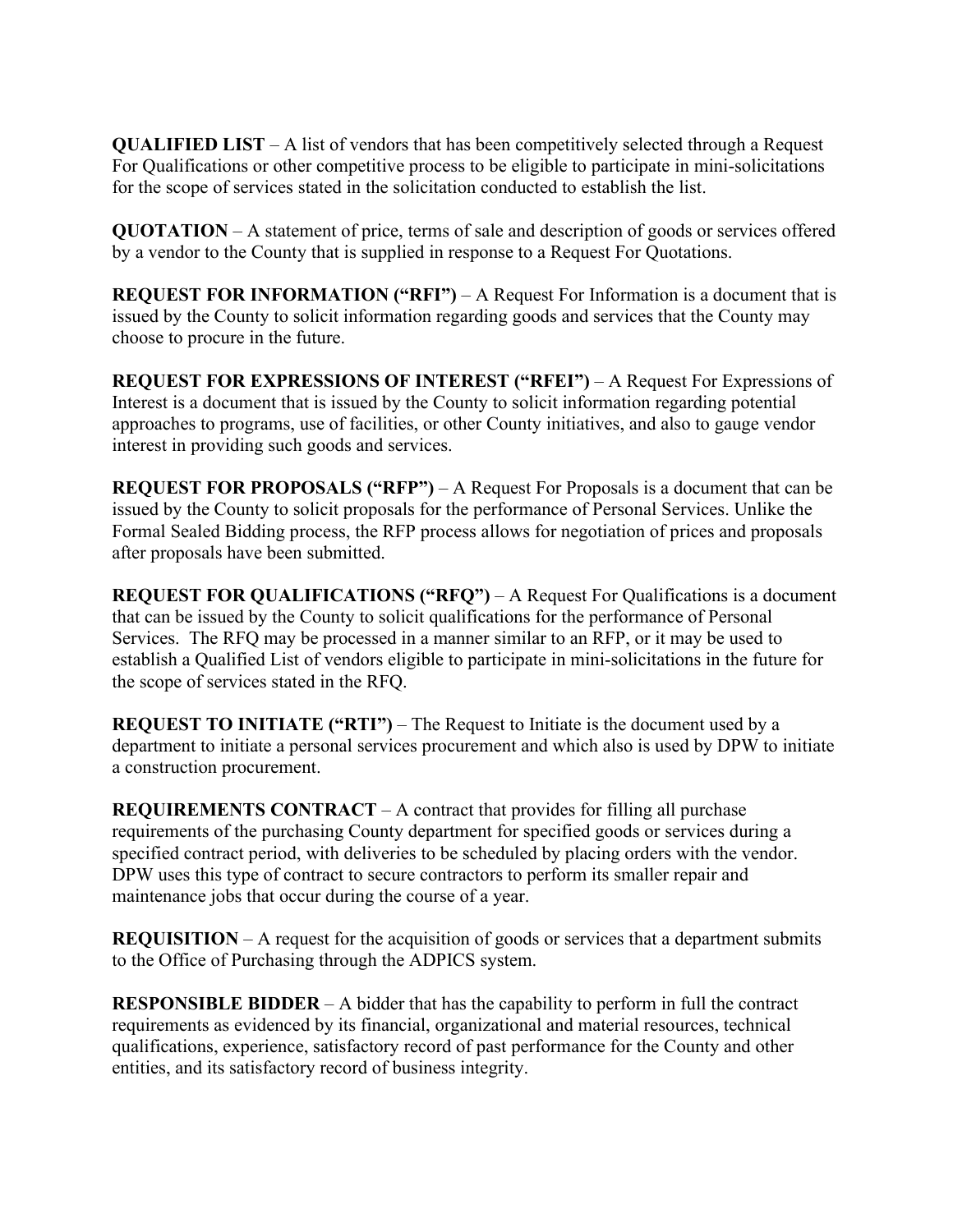**QUALIFIED LIST** – A list of vendors that has been competitively selected through a Request For Qualifications or other competitive process to be eligible to participate in mini-solicitations for the scope of services stated in the solicitation conducted to establish the list.

**QUOTATION** – A statement of price, terms of sale and description of goods or services offered by a vendor to the County that is supplied in response to a Request For Quotations.

**REQUEST FOR INFORMATION ("RFI")** – A Request For Information is a document that is issued by the County to solicit information regarding goods and services that the County may choose to procure in the future.

**REQUEST FOR EXPRESSIONS OF INTEREST ("RFEI")** – A Request For Expressions of Interest is a document that is issued by the County to solicit information regarding potential approaches to programs, use of facilities, or other County initiatives, and also to gauge vendor interest in providing such goods and services.

**REQUEST FOR PROPOSALS ("RFP")** – A Request For Proposals is a document that can be issued by the County to solicit proposals for the performance of Personal Services. Unlike the Formal Sealed Bidding process, the RFP process allows for negotiation of prices and proposals after proposals have been submitted.

**REQUEST FOR QUALIFICATIONS ("RFQ")** – A Request For Qualifications is a document that can be issued by the County to solicit qualifications for the performance of Personal Services. The RFQ may be processed in a manner similar to an RFP, or it may be used to establish a Qualified List of vendors eligible to participate in mini-solicitations in the future for the scope of services stated in the RFQ.

**REQUEST TO INITIATE ("RTI")** – The Request to Initiate is the document used by a department to initiate a personal services procurement and which also is used by DPW to initiate a construction procurement.

**REQUIREMENTS CONTRACT** – A contract that provides for filling all purchase requirements of the purchasing County department for specified goods or services during a specified contract period, with deliveries to be scheduled by placing orders with the vendor. DPW uses this type of contract to secure contractors to perform its smaller repair and maintenance jobs that occur during the course of a year.

**REQUISITION** – A request for the acquisition of goods or services that a department submits to the Office of Purchasing through the ADPICS system.

**RESPONSIBLE BIDDER** – A bidder that has the capability to perform in full the contract requirements as evidenced by its financial, organizational and material resources, technical qualifications, experience, satisfactory record of past performance for the County and other entities, and its satisfactory record of business integrity.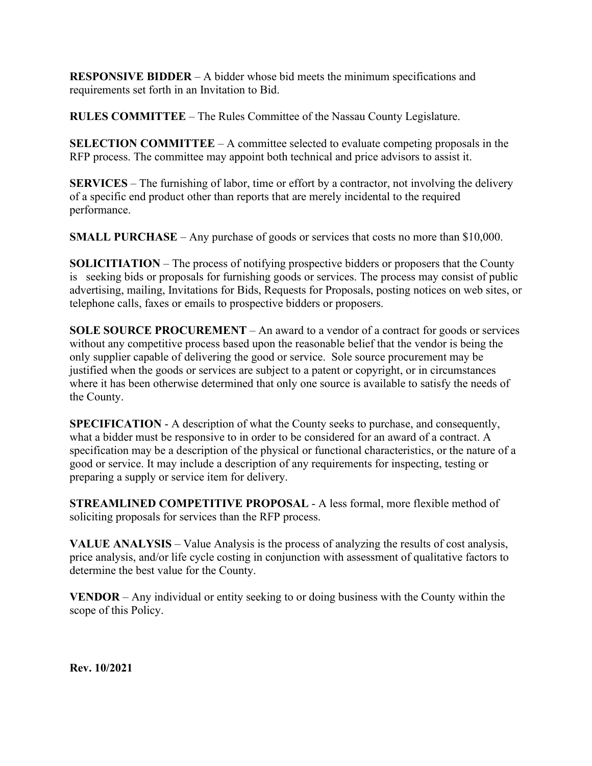**RESPONSIVE BIDDER** – A bidder whose bid meets the minimum specifications and requirements set forth in an Invitation to Bid.

**RULES COMMITTEE** – The Rules Committee of the Nassau County Legislature.

**SELECTION COMMITTEE** – A committee selected to evaluate competing proposals in the RFP process. The committee may appoint both technical and price advisors to assist it.

**SERVICES** – The furnishing of labor, time or effort by a contractor, not involving the delivery of a specific end product other than reports that are merely incidental to the required performance.

**SMALL PURCHASE** – Any purchase of goods or services that costs no more than $10,000.

**SOLICITIATION** – The process of notifying prospective bidders or proposers that the County is seeking bids or proposals for furnishing goods or services. The process may consist of public advertising, mailing, Invitations for Bids, Requests for Proposals, posting notices on web sites, or telephone calls, faxes or emails to prospective bidders or proposers.

**SOLE SOURCE PROCUREMENT** – An award to a vendor of a contract for goods or services without any competitive process based upon the reasonable belief that the vendor is being the only supplier capable of delivering the good or service. Sole source procurement may be justified when the goods or services are subject to a patent or copyright, or in circumstances where it has been otherwise determined that only one source is available to satisfy the needs of the County.

**SPECIFICATION** - A description of what the County seeks to purchase, and consequently, what a bidder must be responsive to in order to be considered for an award of a contract. A specification may be a description of the physical or functional characteristics, or the nature of a good or service. It may include a description of any requirements for inspecting, testing or preparing a supply or service item for delivery.

**STREAMLINED COMPETITIVE PROPOSAL** - A less formal, more flexible method of soliciting proposals for services than the RFP process.

**VALUE ANALYSIS** – Value Analysis is the process of analyzing the results of cost analysis, price analysis, and/or life cycle costing in conjunction with assessment of qualitative factors to determine the best value for the County.

**VENDOR** – Any individual or entity seeking to or doing business with the County within the scope of this Policy.

**Rev. 10/2021**